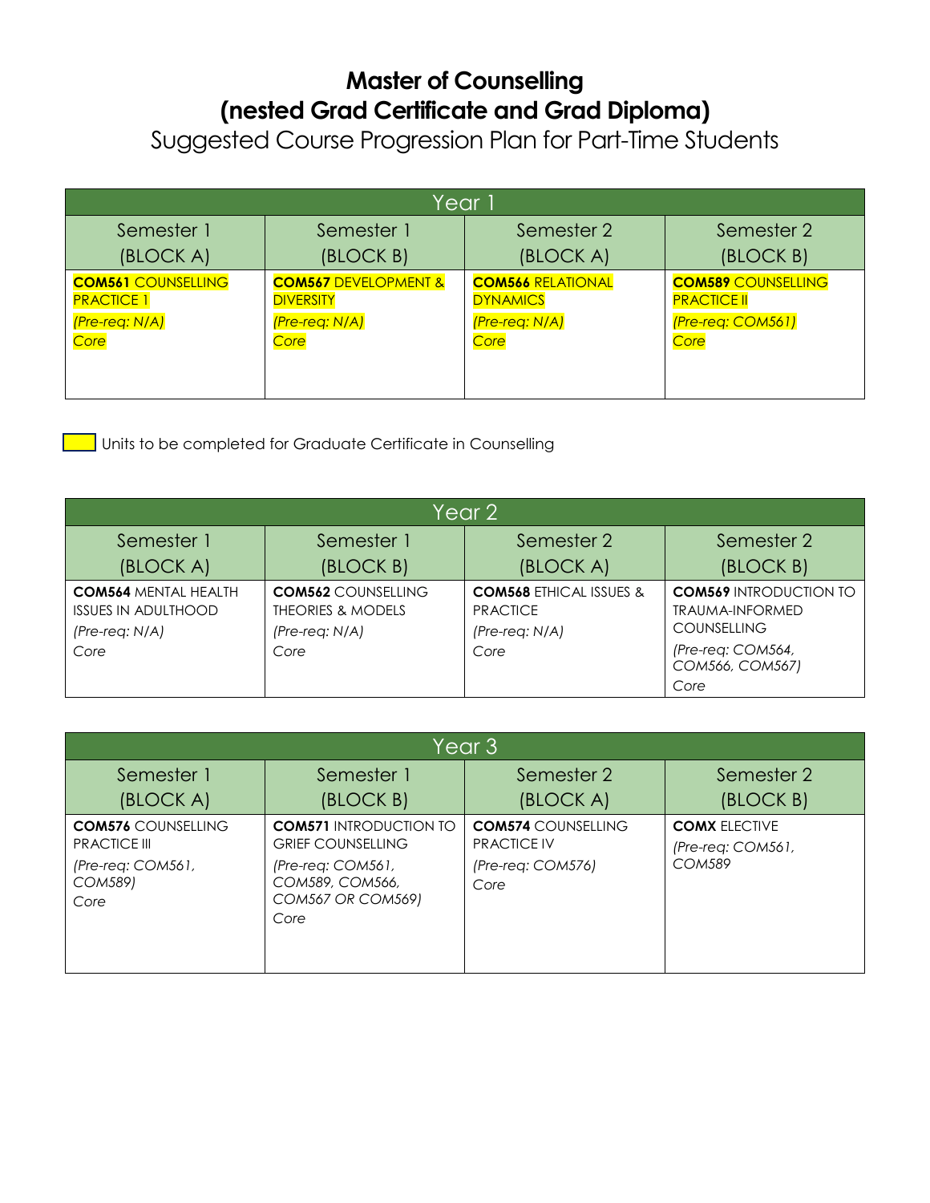# Master of Counselling
# (nested Grad Certificate and Grad Diploma)

## Suggested Course Progression Plan for Part-Time Students

| Year 1 | | | |
|---|---|---|---|
| Semester 1 (BLOCK A) | Semester 1 (BLOCK B) | Semester 2 (BLOCK A) | Semester 2 (BLOCK B) |
| **COM561** COUNSELLING PRACTICE 1 *(Pre-req: N/A)* Core | **COM567** DEVELOPMENT & DIVERSITY *(Pre-req: N/A)* Core | **COM566** RELATIONAL DYNAMICS *(Pre-req: N/A)* Core | **COM589** COUNSELLING PRACTICE II *(Pre-req: COM561)* Core |

Units to be completed for Graduate Certificate in Counselling

| Year 2 | | | |
|---|---|---|---|
| Semester 1 (BLOCK A) | Semester 1 (BLOCK B) | Semester 2 (BLOCK A) | Semester 2 (BLOCK B) |
| **COM564** MENTAL HEALTH ISSUES IN ADULTHOOD *(Pre-req: N/A)* Core | **COM562** COUNSELLING THEORIES & MODELS *(Pre-req: N/A)* Core | **COM568** ETHICAL ISSUES & PRACTICE *(Pre-req: N/A)* Core | **COM569** INTRODUCTION TO TRAUMA-INFORMED COUNSELLING *(Pre-req: COM564, COM566, COM567)* Core |

| Year 3 | | | |
|---|---|---|---|
| Semester 1 (BLOCK A) | Semester 1 (BLOCK B) | Semester 2 (BLOCK A) | Semester 2 (BLOCK B) |
| **COM576** COUNSELLING PRACTICE III *(Pre-req: COM561, COM589)* Core | **COM571** INTRODUCTION TO GRIEF COUNSELLING *(Pre-req: COM561, COM589, COM566, COM567 OR COM569)* Core | **COM574** COUNSELLING PRACTICE IV *(Pre-req: COM576)* Core | **COMX** ELECTIVE *(Pre-req: COM561, COM589* |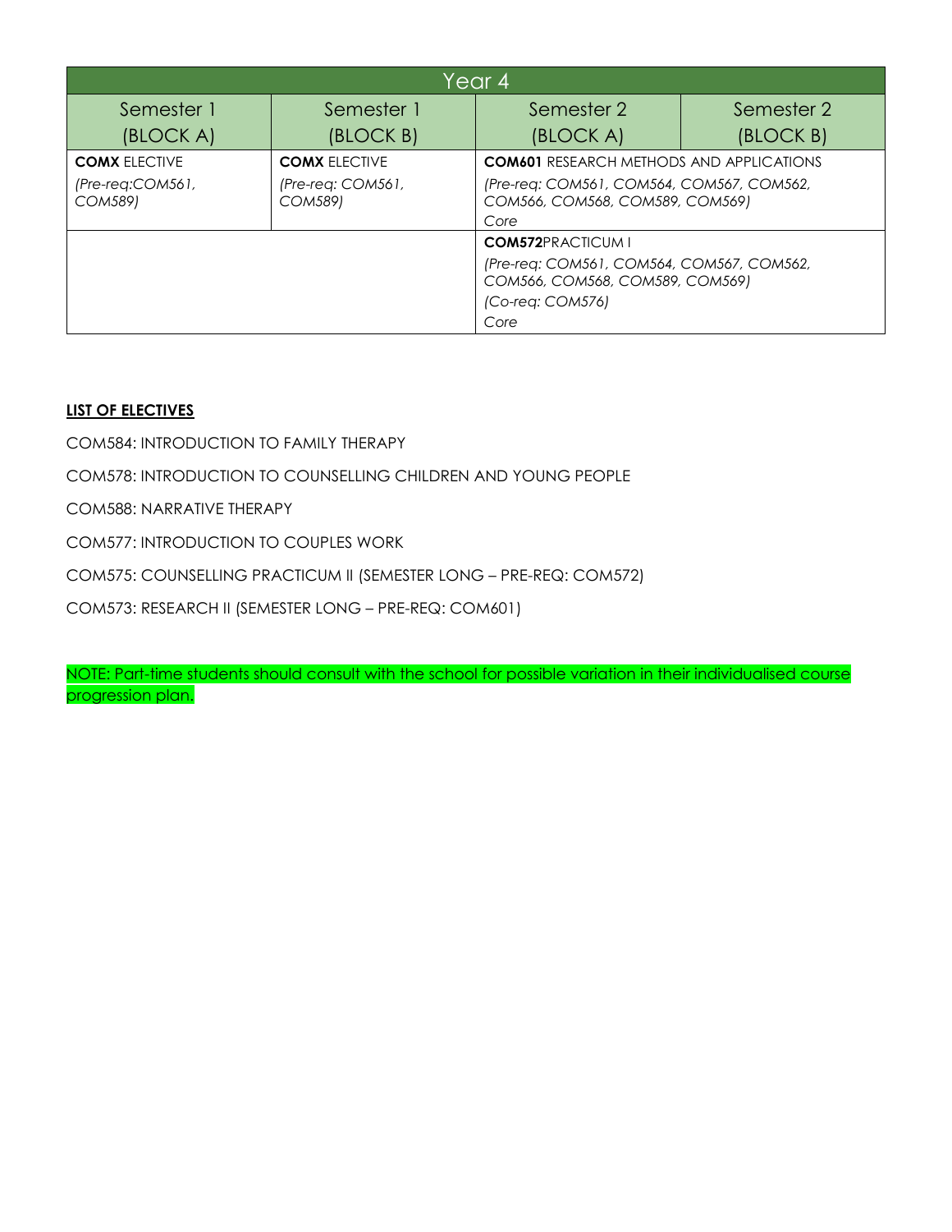| Year 4 | | | |
|---|---|---|---|
| Semester 1 (BLOCK A) | Semester 1 (BLOCK B) | Semester 2 (BLOCK A) | Semester 2 (BLOCK B) |
| **COMX** ELECTIVE *(Pre-req:COM561, COM589)* | **COMX** ELECTIVE *(Pre-req: COM561, COM589)* | **COM601** RESEARCH METHODS AND APPLICATIONS *(Pre-req: COM561, COM564, COM567, COM562, COM566, COM568, COM589, COM569)* *Core* | |
| | | **COM572**PRACTICUM I *(Pre-req: COM561, COM564, COM567, COM562, COM566, COM568, COM589, COM569)* *(Co-req: COM576)* *Core* | |

**<u>LIST OF ELECTIVES</u>**

COM584: INTRODUCTION TO FAMILY THERAPY

COM578: INTRODUCTION TO COUNSELLING CHILDREN AND YOUNG PEOPLE

COM588: NARRATIVE THERAPY

COM577: INTRODUCTION TO COUPLES WORK

COM575: COUNSELLING PRACTICUM II (SEMESTER LONG – PRE-REQ: COM572)

COM573: RESEARCH II (SEMESTER LONG – PRE-REQ: COM601)

NOTE: Part-time students should consult with the school for possible variation in their individualised course progression plan.